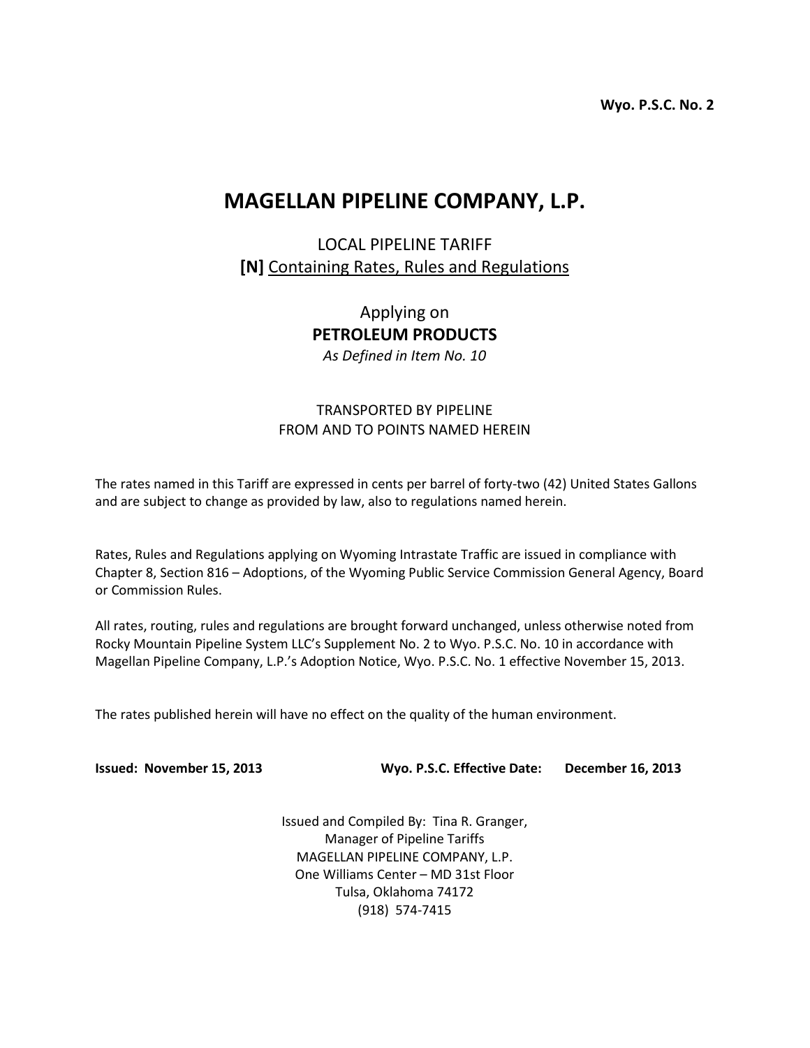**Wyo. P.S.C. No. 2**

# MAGELLAN PIPELINE COMPANY, L.P.

LOCAL PIPELINE TARIFF

**[N]** Containing Rates, Rules and Regulations

Applying on

**PETROLEUM PRODUCTS**

*As Defined in Item No. 10*

TRANSPORTED BY PIPELINE
FROM AND TO POINTS NAMED HEREIN

The rates named in this Tariff are expressed in cents per barrel of forty-two (42) United States Gallons and are subject to change as provided by law, also to regulations named herein.

Rates, Rules and Regulations applying on Wyoming Intrastate Traffic are issued in compliance with Chapter 8, Section 816 – Adoptions, of the Wyoming Public Service Commission General Agency, Board or Commission Rules.

All rates, routing, rules and regulations are brought forward unchanged, unless otherwise noted from Rocky Mountain Pipeline System LLC's Supplement No. 2 to Wyo. P.S.C. No. 10 in accordance with Magellan Pipeline Company, L.P.'s Adoption Notice, Wyo. P.S.C. No. 1 effective November 15, 2013.

The rates published herein will have no effect on the quality of the human environment.

**Issued: November 15, 2013** **Wyo. P.S.C. Effective Date: December 16, 2013**

Issued and Compiled By: Tina R. Granger,
Manager of Pipeline Tariffs
MAGELLAN PIPELINE COMPANY, L.P.
One Williams Center – MD 31st Floor
Tulsa, Oklahoma 74172
(918) 574-7415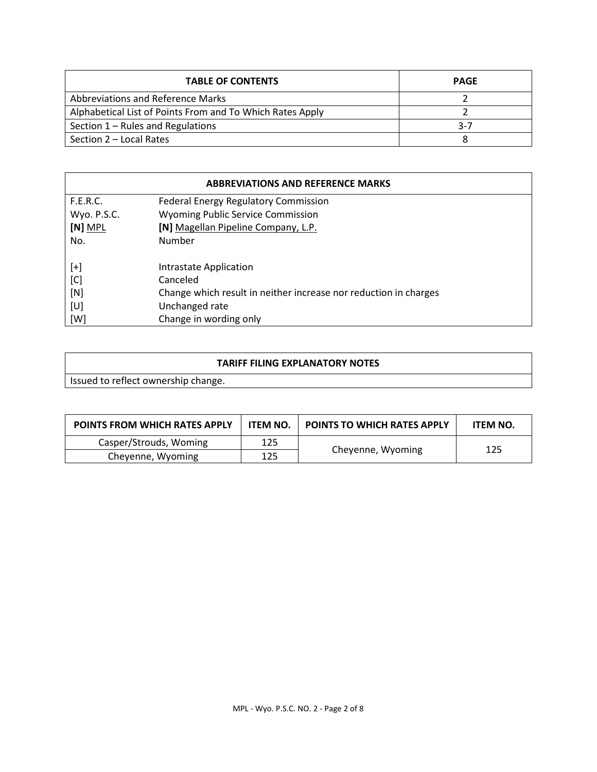| TABLE OF CONTENTS | PAGE |
|---|---|
| Abbreviations and Reference Marks | 2 |
| Alphabetical List of Points From and To Which Rates Apply | 2 |
| Section 1 – Rules and Regulations | 3-7 |
| Section 2 – Local Rates | 8 |

| ABBREVIATIONS AND REFERENCE MARKS | |
|---|---|
| F.E.R.C. | Federal Energy Regulatory Commission |
| Wyo. P.S.C. | Wyoming Public Service Commission |
| **[N]** <u>MPL</u> | **[N]** <u>Magellan Pipeline Company, L.P.</u> |
| No. | Number |
| | |
| [+] | Intrastate Application |
| [C] | Canceled |
| [N] | Change which result in neither increase nor reduction in charges |
| [U] | Unchanged rate |
| [W] | Change in wording only |

| TARIFF FILING EXPLANATORY NOTES |
|---|
| Issued to reflect ownership change. |

| POINTS FROM WHICH RATES APPLY | ITEM NO. | POINTS TO WHICH RATES APPLY | ITEM NO. |
|---|---|---|---|
| Casper/Strouds, Woming | 125 | Cheyenne, Wyoming | 125 |
| Cheyenne, Wyoming | 125 | | |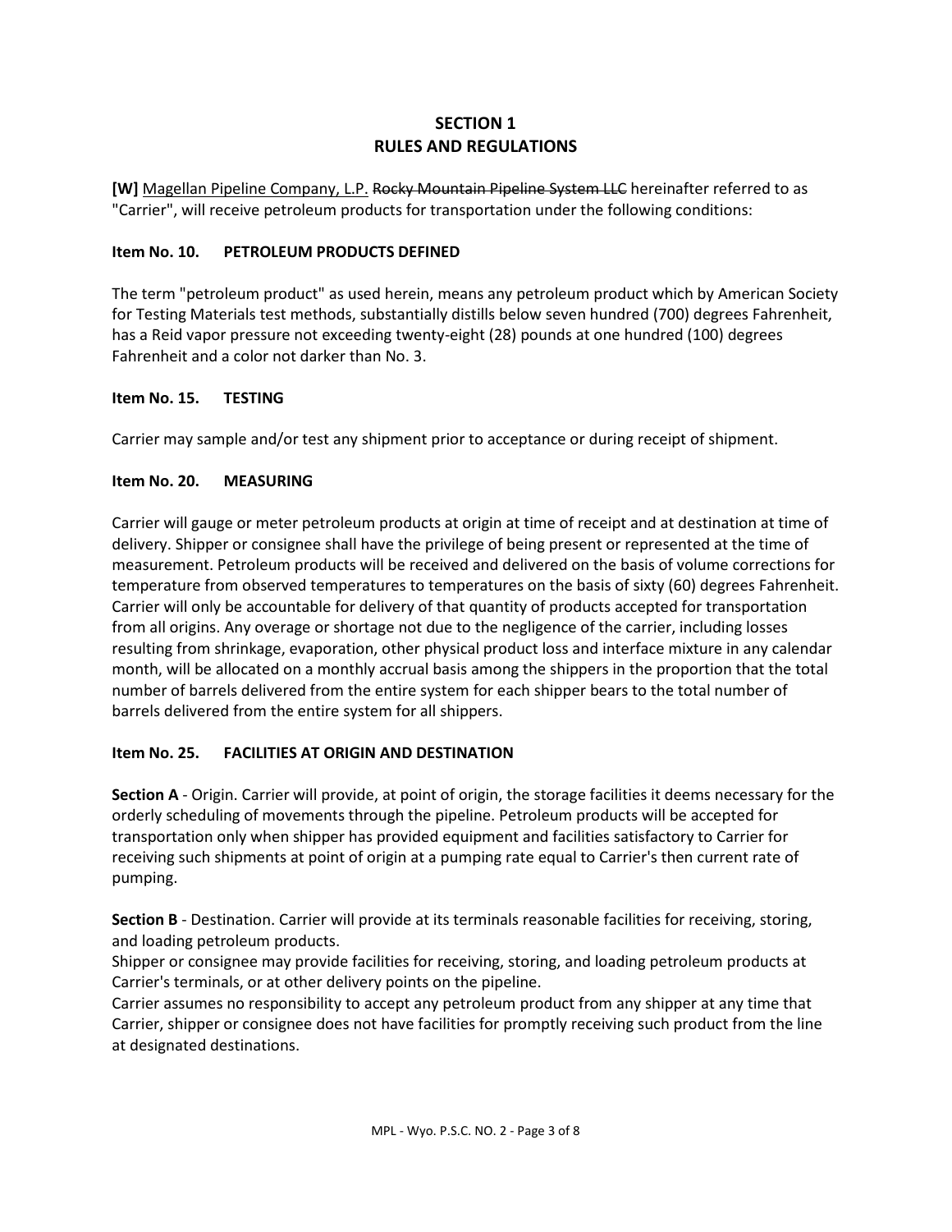# SECTION 1
# RULES AND REGULATIONS

**[W]** Magellan Pipeline Company, L.P. ~~Rocky Mountain Pipeline System LLC~~ hereinafter referred to as "Carrier", will receive petroleum products for transportation under the following conditions:

**Item No. 10. PETROLEUM PRODUCTS DEFINED**

The term "petroleum product" as used herein, means any petroleum product which by American Society for Testing Materials test methods, substantially distills below seven hundred (700) degrees Fahrenheit, has a Reid vapor pressure not exceeding twenty-eight (28) pounds at one hundred (100) degrees Fahrenheit and a color not darker than No. 3.

**Item No. 15. TESTING**

Carrier may sample and/or test any shipment prior to acceptance or during receipt of shipment.

**Item No. 20. MEASURING**

Carrier will gauge or meter petroleum products at origin at time of receipt and at destination at time of delivery. Shipper or consignee shall have the privilege of being present or represented at the time of measurement. Petroleum products will be received and delivered on the basis of volume corrections for temperature from observed temperatures to temperatures on the basis of sixty (60) degrees Fahrenheit. Carrier will only be accountable for delivery of that quantity of products accepted for transportation from all origins. Any overage or shortage not due to the negligence of the carrier, including losses resulting from shrinkage, evaporation, other physical product loss and interface mixture in any calendar month, will be allocated on a monthly accrual basis among the shippers in the proportion that the total number of barrels delivered from the entire system for each shipper bears to the total number of barrels delivered from the entire system for all shippers.

**Item No. 25. FACILITIES AT ORIGIN AND DESTINATION**

**Section A** - Origin. Carrier will provide, at point of origin, the storage facilities it deems necessary for the orderly scheduling of movements through the pipeline. Petroleum products will be accepted for transportation only when shipper has provided equipment and facilities satisfactory to Carrier for receiving such shipments at point of origin at a pumping rate equal to Carrier's then current rate of pumping.

**Section B** - Destination. Carrier will provide at its terminals reasonable facilities for receiving, storing, and loading petroleum products.

Shipper or consignee may provide facilities for receiving, storing, and loading petroleum products at Carrier's terminals, or at other delivery points on the pipeline.

Carrier assumes no responsibility to accept any petroleum product from any shipper at any time that Carrier, shipper or consignee does not have facilities for promptly receiving such product from the line at designated destinations.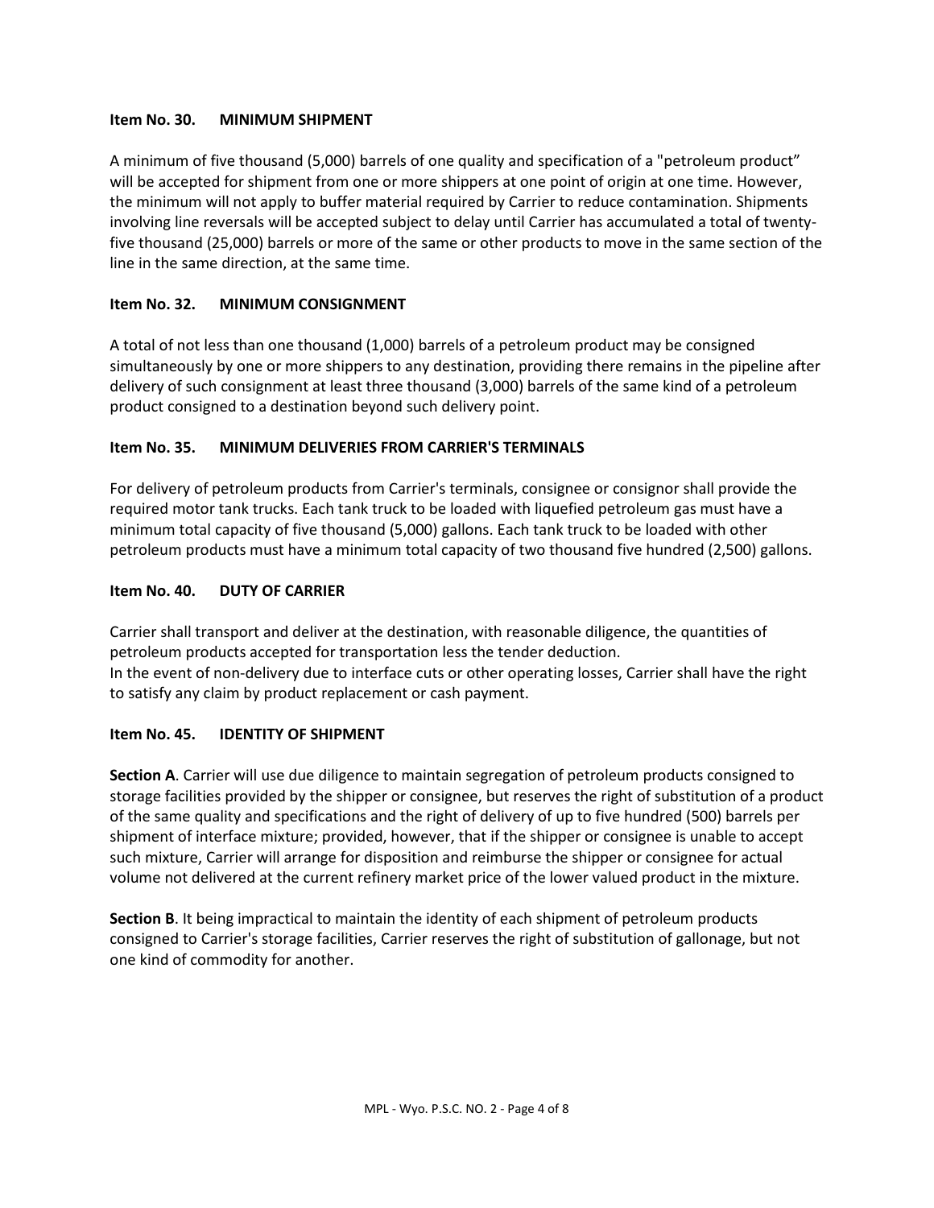### Item No. 30. MINIMUM SHIPMENT

A minimum of five thousand (5,000) barrels of one quality and specification of a "petroleum product" will be accepted for shipment from one or more shippers at one point of origin at one time. However, the minimum will not apply to buffer material required by Carrier to reduce contamination. Shipments involving line reversals will be accepted subject to delay until Carrier has accumulated a total of twenty-five thousand (25,000) barrels or more of the same or other products to move in the same section of the line in the same direction, at the same time.

### Item No. 32. MINIMUM CONSIGNMENT

A total of not less than one thousand (1,000) barrels of a petroleum product may be consigned simultaneously by one or more shippers to any destination, providing there remains in the pipeline after delivery of such consignment at least three thousand (3,000) barrels of the same kind of a petroleum product consigned to a destination beyond such delivery point.

### Item No. 35. MINIMUM DELIVERIES FROM CARRIER'S TERMINALS

For delivery of petroleum products from Carrier's terminals, consignee or consignor shall provide the required motor tank trucks. Each tank truck to be loaded with liquefied petroleum gas must have a minimum total capacity of five thousand (5,000) gallons. Each tank truck to be loaded with other petroleum products must have a minimum total capacity of two thousand five hundred (2,500) gallons.

### Item No. 40. DUTY OF CARRIER

Carrier shall transport and deliver at the destination, with reasonable diligence, the quantities of petroleum products accepted for transportation less the tender deduction.
In the event of non-delivery due to interface cuts or other operating losses, Carrier shall have the right to satisfy any claim by product replacement or cash payment.

### Item No. 45. IDENTITY OF SHIPMENT

**Section A**. Carrier will use due diligence to maintain segregation of petroleum products consigned to storage facilities provided by the shipper or consignee, but reserves the right of substitution of a product of the same quality and specifications and the right of delivery of up to five hundred (500) barrels per shipment of interface mixture; provided, however, that if the shipper or consignee is unable to accept such mixture, Carrier will arrange for disposition and reimburse the shipper or consignee for actual volume not delivered at the current refinery market price of the lower valued product in the mixture.

**Section B**. It being impractical to maintain the identity of each shipment of petroleum products consigned to Carrier's storage facilities, Carrier reserves the right of substitution of gallonage, but not one kind of commodity for another.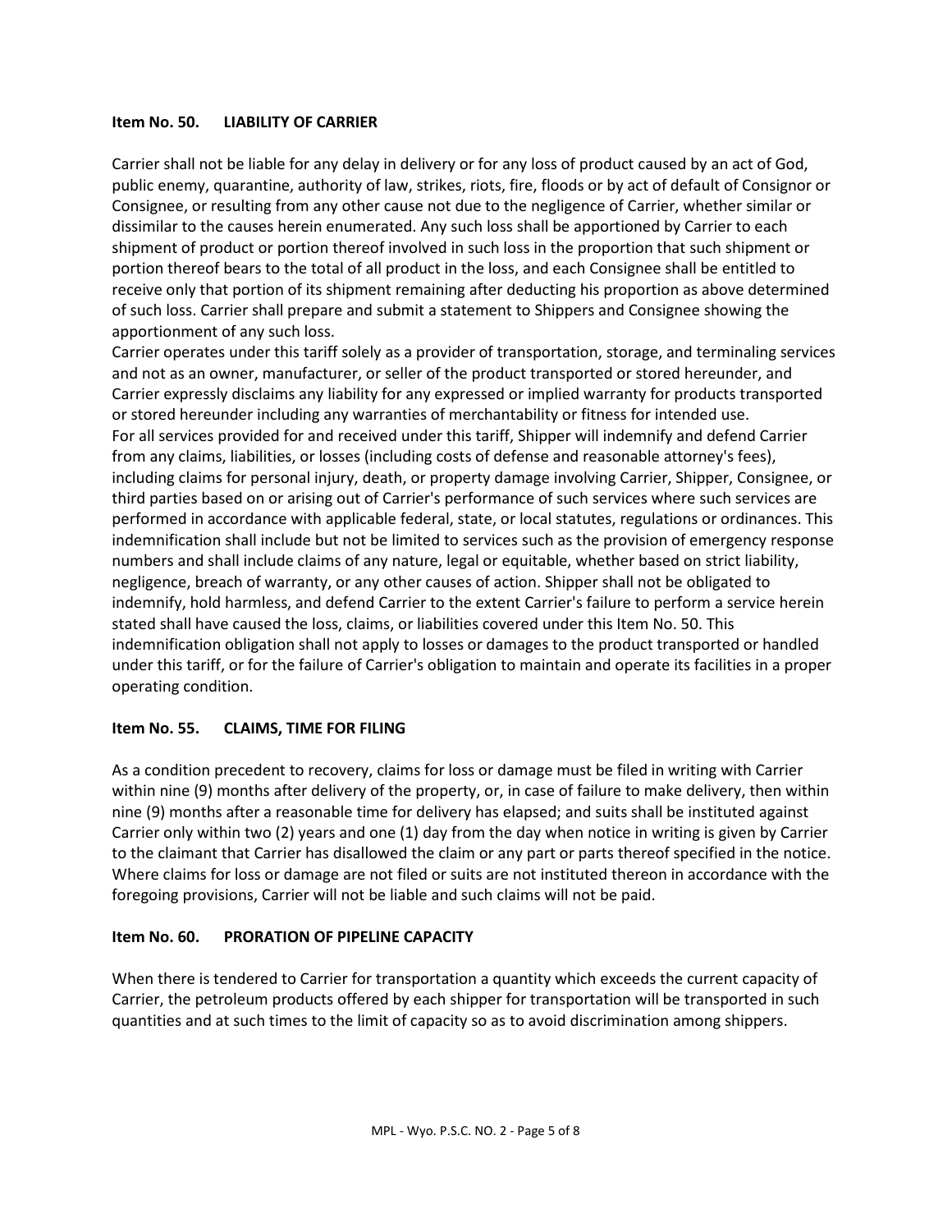**Item No. 50. LIABILITY OF CARRIER**

Carrier shall not be liable for any delay in delivery or for any loss of product caused by an act of God, public enemy, quarantine, authority of law, strikes, riots, fire, floods or by act of default of Consignor or Consignee, or resulting from any other cause not due to the negligence of Carrier, whether similar or dissimilar to the causes herein enumerated. Any such loss shall be apportioned by Carrier to each shipment of product or portion thereof involved in such loss in the proportion that such shipment or portion thereof bears to the total of all product in the loss, and each Consignee shall be entitled to receive only that portion of its shipment remaining after deducting his proportion as above determined of such loss. Carrier shall prepare and submit a statement to Shippers and Consignee showing the apportionment of any such loss.

Carrier operates under this tariff solely as a provider of transportation, storage, and terminaling services and not as an owner, manufacturer, or seller of the product transported or stored hereunder, and Carrier expressly disclaims any liability for any expressed or implied warranty for products transported or stored hereunder including any warranties of merchantability or fitness for intended use.

For all services provided for and received under this tariff, Shipper will indemnify and defend Carrier from any claims, liabilities, or losses (including costs of defense and reasonable attorney's fees), including claims for personal injury, death, or property damage involving Carrier, Shipper, Consignee, or third parties based on or arising out of Carrier's performance of such services where such services are performed in accordance with applicable federal, state, or local statutes, regulations or ordinances. This indemnification shall include but not be limited to services such as the provision of emergency response numbers and shall include claims of any nature, legal or equitable, whether based on strict liability, negligence, breach of warranty, or any other causes of action. Shipper shall not be obligated to indemnify, hold harmless, and defend Carrier to the extent Carrier's failure to perform a service herein stated shall have caused the loss, claims, or liabilities covered under this Item No. 50. This indemnification obligation shall not apply to losses or damages to the product transported or handled under this tariff, or for the failure of Carrier's obligation to maintain and operate its facilities in a proper operating condition.

**Item No. 55. CLAIMS, TIME FOR FILING**

As a condition precedent to recovery, claims for loss or damage must be filed in writing with Carrier within nine (9) months after delivery of the property, or, in case of failure to make delivery, then within nine (9) months after a reasonable time for delivery has elapsed; and suits shall be instituted against Carrier only within two (2) years and one (1) day from the day when notice in writing is given by Carrier to the claimant that Carrier has disallowed the claim or any part or parts thereof specified in the notice. Where claims for loss or damage are not filed or suits are not instituted thereon in accordance with the foregoing provisions, Carrier will not be liable and such claims will not be paid.

**Item No. 60. PRORATION OF PIPELINE CAPACITY**

When there is tendered to Carrier for transportation a quantity which exceeds the current capacity of Carrier, the petroleum products offered by each shipper for transportation will be transported in such quantities and at such times to the limit of capacity so as to avoid discrimination among shippers.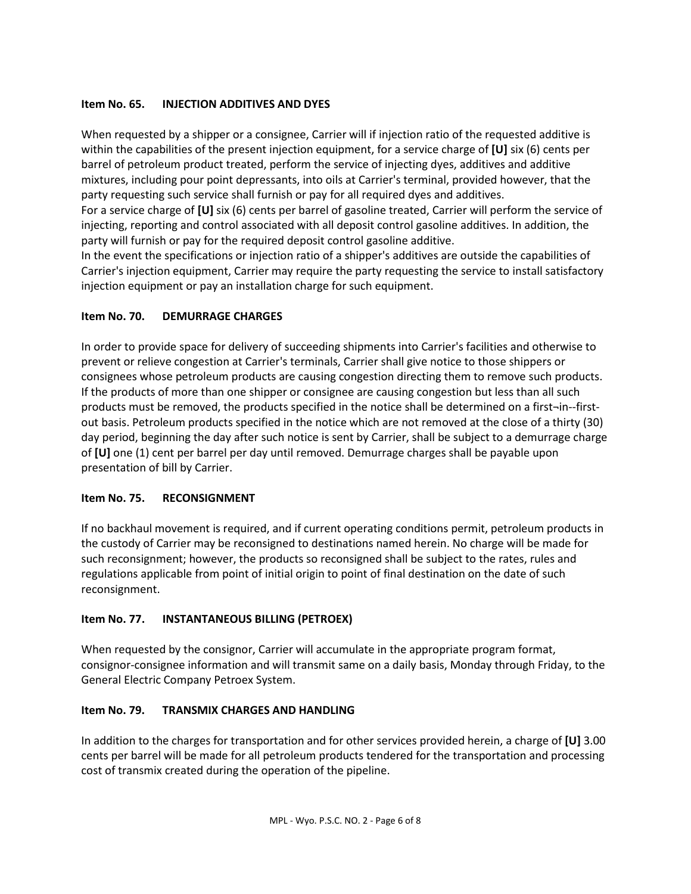### Item No. 65. INJECTION ADDITIVES AND DYES

When requested by a shipper or a consignee, Carrier will if injection ratio of the requested additive is within the capabilities of the present injection equipment, for a service charge of **[U]** six (6) cents per barrel of petroleum product treated, perform the service of injecting dyes, additives and additive mixtures, including pour point depressants, into oils at Carrier's terminal, provided however, that the party requesting such service shall furnish or pay for all required dyes and additives.

For a service charge of **[U]** six (6) cents per barrel of gasoline treated, Carrier will perform the service of injecting, reporting and control associated with all deposit control gasoline additives. In addition, the party will furnish or pay for the required deposit control gasoline additive.

In the event the specifications or injection ratio of a shipper's additives are outside the capabilities of Carrier's injection equipment, Carrier may require the party requesting the service to install satisfactory injection equipment or pay an installation charge for such equipment.

### Item No. 70. DEMURRAGE CHARGES

In order to provide space for delivery of succeeding shipments into Carrier's facilities and otherwise to prevent or relieve congestion at Carrier's terminals, Carrier shall give notice to those shippers or consignees whose petroleum products are causing congestion directing them to remove such products. If the products of more than one shipper or consignee are causing congestion but less than all such products must be removed, the products specified in the notice shall be determined on a first¬in--first-out basis. Petroleum products specified in the notice which are not removed at the close of a thirty (30) day period, beginning the day after such notice is sent by Carrier, shall be subject to a demurrage charge of **[U]** one (1) cent per barrel per day until removed. Demurrage charges shall be payable upon presentation of bill by Carrier.

### Item No. 75. RECONSIGNMENT

If no backhaul movement is required, and if current operating conditions permit, petroleum products in the custody of Carrier may be reconsigned to destinations named herein. No charge will be made for such reconsignment; however, the products so reconsigned shall be subject to the rates, rules and regulations applicable from point of initial origin to point of final destination on the date of such reconsignment.

### Item No. 77. INSTANTANEOUS BILLING (PETROEX)

When requested by the consignor, Carrier will accumulate in the appropriate program format, consignor-consignee information and will transmit same on a daily basis, Monday through Friday, to the General Electric Company Petroex System.

### Item No. 79. TRANSMIX CHARGES AND HANDLING

In addition to the charges for transportation and for other services provided herein, a charge of **[U]** 3.00 cents per barrel will be made for all petroleum products tendered for the transportation and processing cost of transmix created during the operation of the pipeline.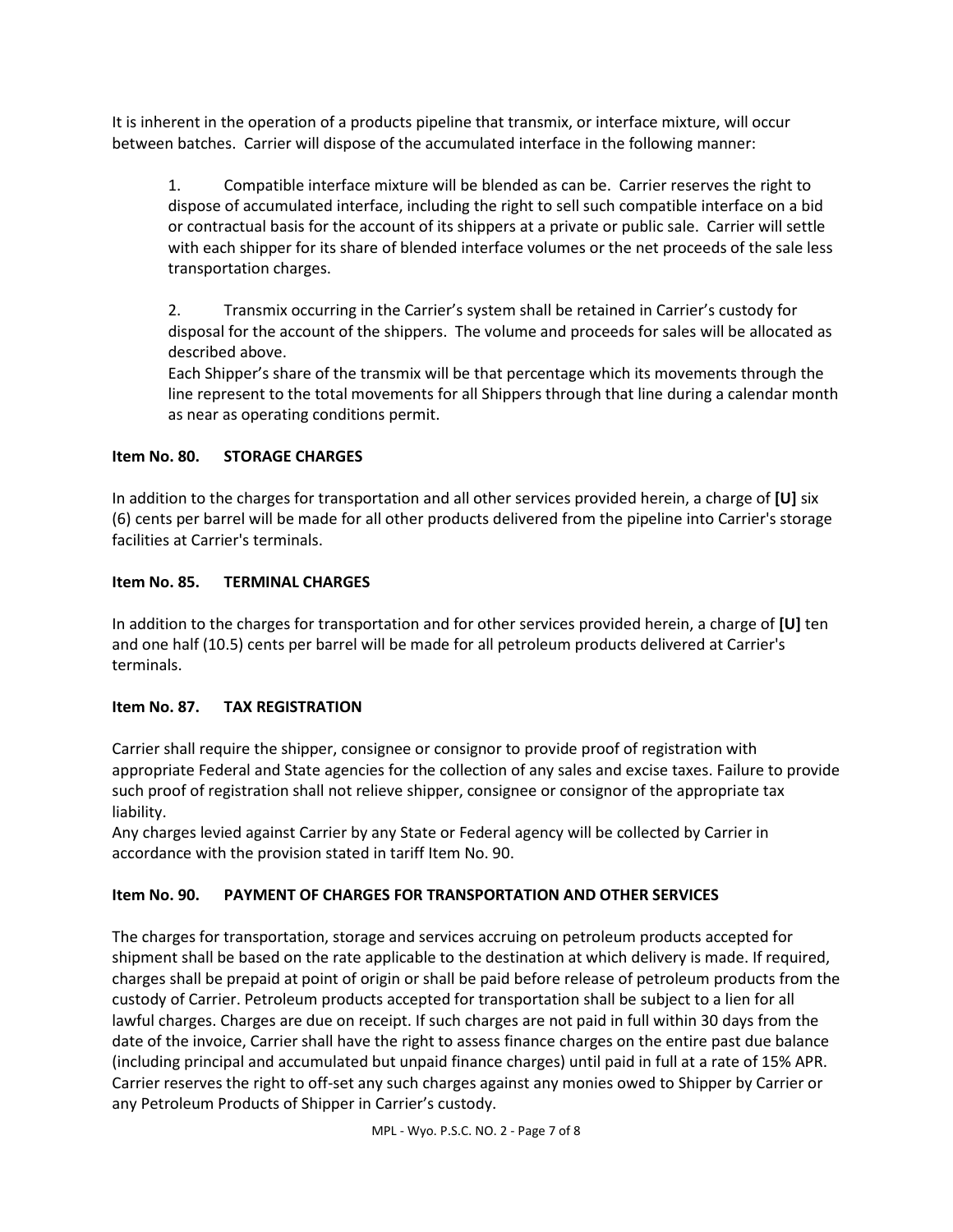It is inherent in the operation of a products pipeline that transmix, or interface mixture, will occur between batches. Carrier will dispose of the accumulated interface in the following manner:

1. Compatible interface mixture will be blended as can be. Carrier reserves the right to dispose of accumulated interface, including the right to sell such compatible interface on a bid or contractual basis for the account of its shippers at a private or public sale. Carrier will settle with each shipper for its share of blended interface volumes or the net proceeds of the sale less transportation charges.

2. Transmix occurring in the Carrier's system shall be retained in Carrier's custody for disposal for the account of the shippers. The volume and proceeds for sales will be allocated as described above.
Each Shipper's share of the transmix will be that percentage which its movements through the line represent to the total movements for all Shippers through that line during a calendar month as near as operating conditions permit.

**Item No. 80. STORAGE CHARGES**

In addition to the charges for transportation and all other services provided herein, a charge of **[U]** six (6) cents per barrel will be made for all other products delivered from the pipeline into Carrier's storage facilities at Carrier's terminals.

**Item No. 85. TERMINAL CHARGES**

In addition to the charges for transportation and for other services provided herein, a charge of **[U]** ten and one half (10.5) cents per barrel will be made for all petroleum products delivered at Carrier's terminals.

**Item No. 87. TAX REGISTRATION**

Carrier shall require the shipper, consignee or consignor to provide proof of registration with appropriate Federal and State agencies for the collection of any sales and excise taxes. Failure to provide such proof of registration shall not relieve shipper, consignee or consignor of the appropriate tax liability.
Any charges levied against Carrier by any State or Federal agency will be collected by Carrier in accordance with the provision stated in tariff Item No. 90.

**Item No. 90. PAYMENT OF CHARGES FOR TRANSPORTATION AND OTHER SERVICES**

The charges for transportation, storage and services accruing on petroleum products accepted for shipment shall be based on the rate applicable to the destination at which delivery is made. If required, charges shall be prepaid at point of origin or shall be paid before release of petroleum products from the custody of Carrier. Petroleum products accepted for transportation shall be subject to a lien for all lawful charges. Charges are due on receipt. If such charges are not paid in full within 30 days from the date of the invoice, Carrier shall have the right to assess finance charges on the entire past due balance (including principal and accumulated but unpaid finance charges) until paid in full at a rate of 15% APR. Carrier reserves the right to off-set any such charges against any monies owed to Shipper by Carrier or any Petroleum Products of Shipper in Carrier's custody.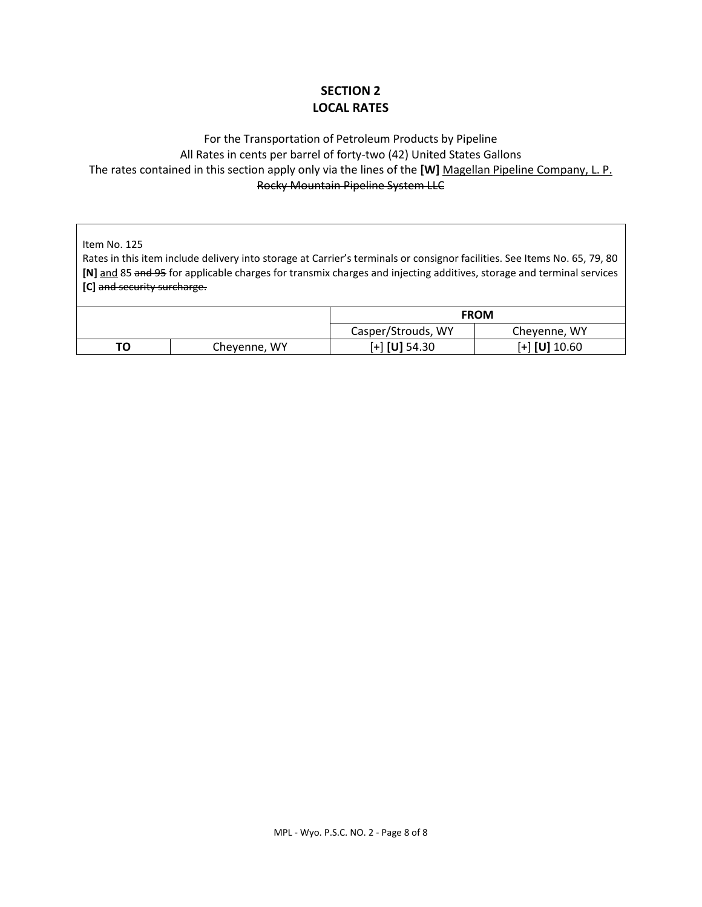# SECTION 2
# LOCAL RATES

For the Transportation of Petroleum Products by Pipeline
All Rates in cents per barrel of forty-two (42) United States Gallons
The rates contained in this section apply only via the lines of the **[W]** <u>Magellan Pipeline Company, L. P.</u> ~~Rocky Mountain Pipeline System LLC~~

Item No. 125
Rates in this item include delivery into storage at Carrier's terminals or consignor facilities. See Items No. 65, 79, 80 **[N]** <u>and</u> 85 ~~and 95~~ for applicable charges for transmix charges and injecting additives, storage and terminal services **[C]** ~~and security surcharge.~~

| | | FROM | |
|---|---|---|---|
| | | Casper/Strouds, WY | Cheyenne, WY |
| **TO** | Cheyenne, WY | [+] **[U]** 54.30 | [+] **[U]** 10.60 |